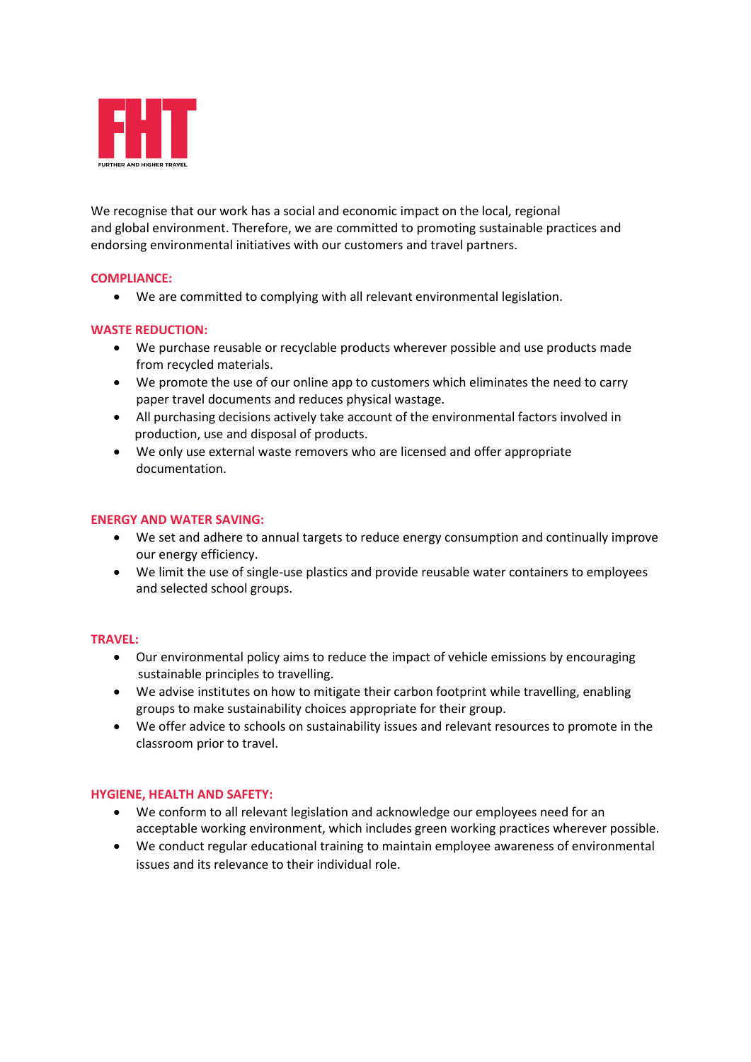# FHT

FURTHER AND HIGHER TRAVEL

We recognise that our work has a social and economic impact on the local, regional and global environment. Therefore, we are committed to promoting sustainable practices and endorsing environmental initiatives with our customers and travel partners.

## COMPLIANCE:

- We are committed to complying with all relevant environmental legislation.

## WASTE REDUCTION:

- We purchase reusable or recyclable products wherever possible and use products made from recycled materials.
- We promote the use of our online app to customers which eliminates the need to carry paper travel documents and reduces physical wastage.
- All purchasing decisions actively take account of the environmental factors involved in production, use and disposal of products.
- We only use external waste removers who are licensed and offer appropriate documentation.

## ENERGY AND WATER SAVING:

- We set and adhere to annual targets to reduce energy consumption and continually improve our energy efficiency.
- We limit the use of single-use plastics and provide reusable water containers to employees and selected school groups.

## TRAVEL:

- Our environmental policy aims to reduce the impact of vehicle emissions by encouraging sustainable principles to travelling.
- We advise institutes on how to mitigate their carbon footprint while travelling, enabling groups to make sustainability choices appropriate for their group.
- We offer advice to schools on sustainability issues and relevant resources to promote in the classroom prior to travel.

## HYGIENE, HEALTH AND SAFETY:

- We conform to all relevant legislation and acknowledge our employees need for an acceptable working environment, which includes green working practices wherever possible.
- We conduct regular educational training to maintain employee awareness of environmental issues and its relevance to their individual role.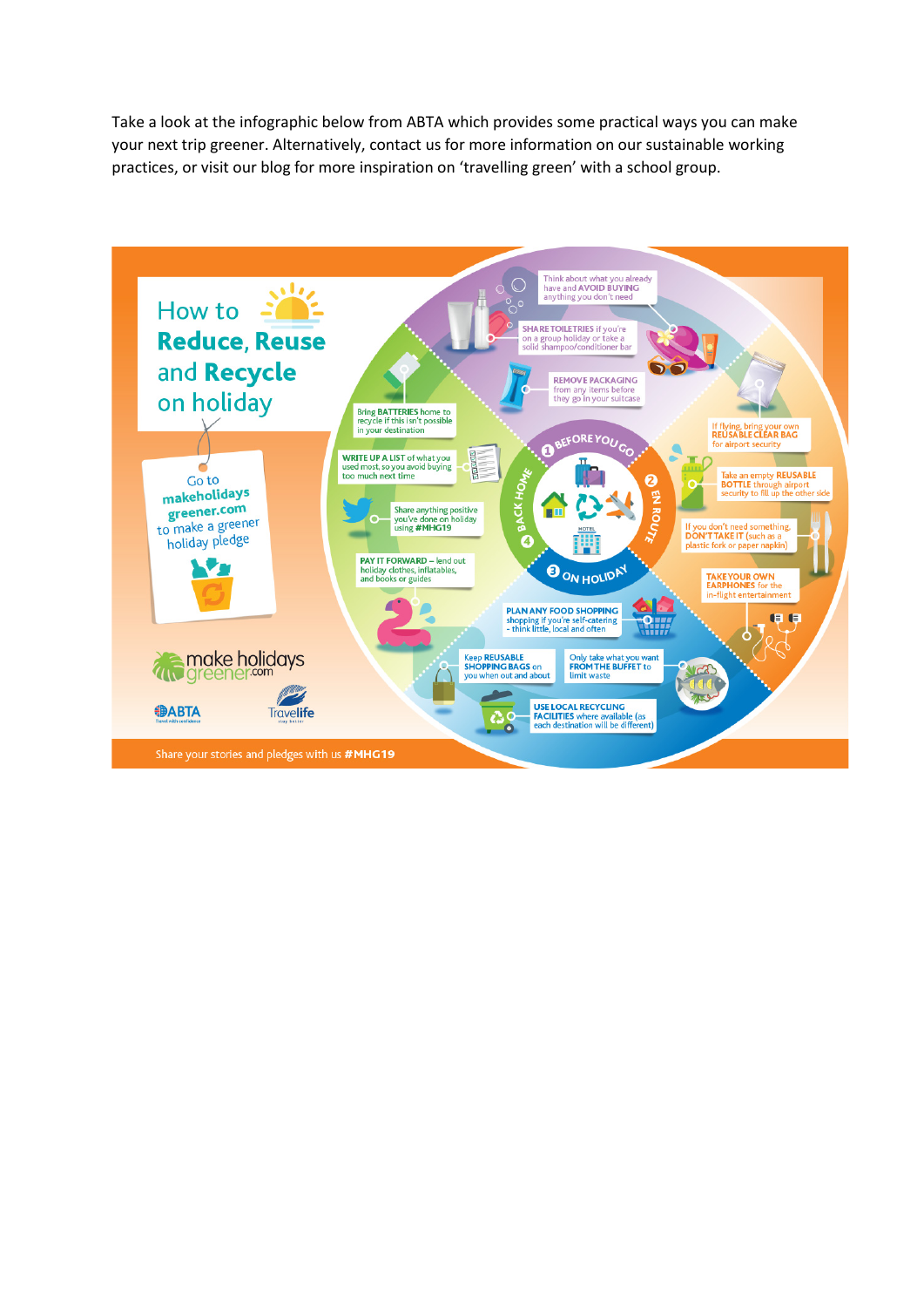Take a look at the infographic below from ABTA which provides some practical ways you can make your next trip greener. Alternatively, contact us for more information on our sustainable working practices, or visit our blog for more inspiration on 'travelling green' with a school group.

# How to **Reduce**, **Reuse** and **Recycle** on holiday

Go to **makeholidaysgreener.com** to make a greener holiday pledge

make holidays greener.com

ABTA

Travelife

**1 BEFORE YOU GO**

Think about what you already have and **AVOID BUYING** anything you don't need

**SHARE TOILETRIES** if you're on a group holiday or take a solid shampoo/conditioner bar

**REMOVE PACKAGING** from any items before they go in your suitcase

If flying, bring your own **REUSABLE CLEAR BAG** for airport security

**2 EN ROUTE**

Take an empty **REUSABLE BOTTLE** through airport security to fill up the other side

If you don't need something, **DON'T TAKE IT** (such as a plastic fork or paper napkin)

**TAKE YOUR OWN EARPHONES** for the in-flight entertainment

**3 ON HOLIDAY**

**PLAN ANY FOOD SHOPPING** shopping if you're self-catering - think little, local and often

Only take what you want **FROM THE BUFFET** to limit waste

Keep **REUSABLE SHOPPING BAGS** on you when out and about

**USE LOCAL RECYCLING FACILITIES** where available (as each destination will be different)

**4 BACK HOME**

**PAY IT FORWARD** – lend out holiday clothes, inflatables, and books or guides

Share anything positive you've done on holiday using **#MHG19**

**WRITE UP A LIST** of what you used most, so you avoid buying too much next time

Bring **BATTERIES** home to recycle if this isn't possible in your destination

Share your stories and pledges with us **#MHG19**